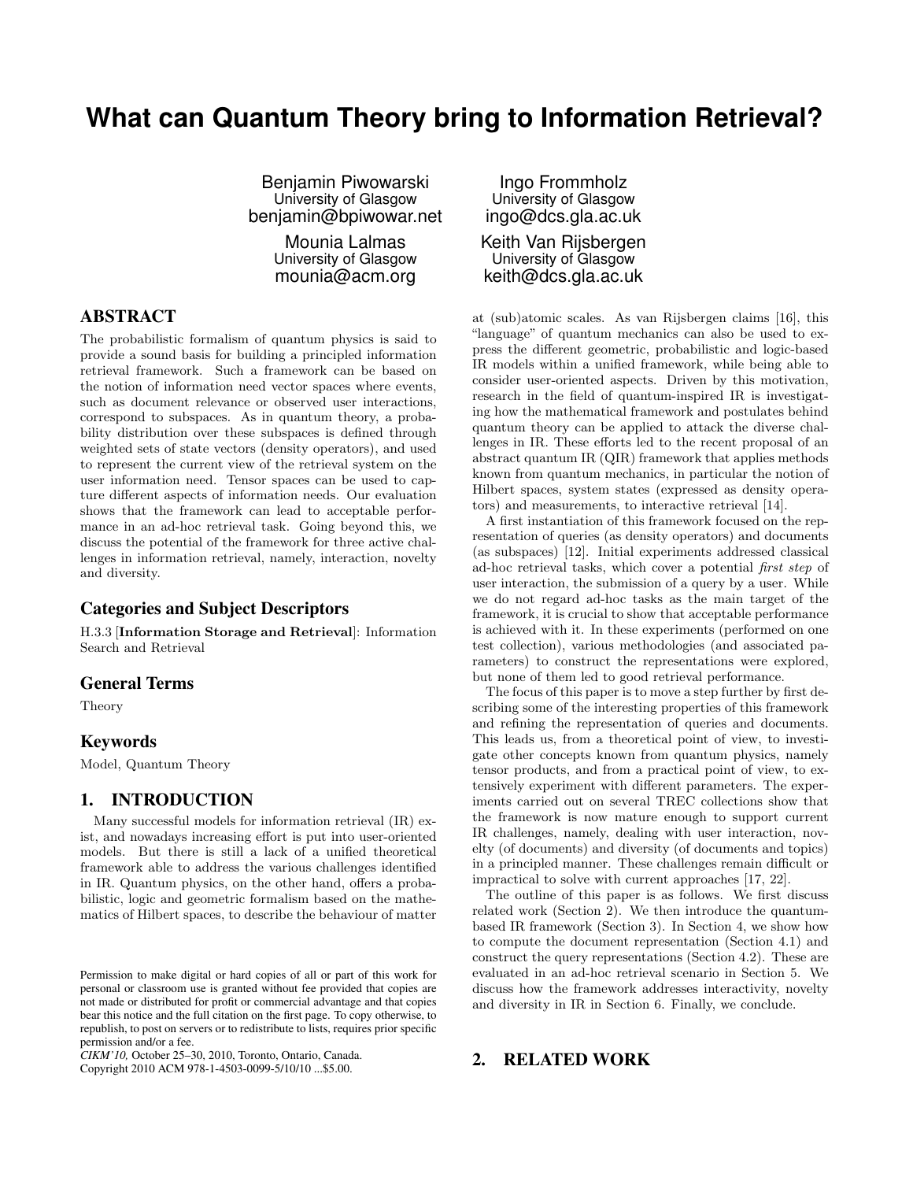# What can Quantum Theory bring to Information Retrieval?

Benjamin Piwowarski
University of Glasgow
benjamin@bpiwowar.net

Ingo Frommholz
University of Glasgow
ingo@dcs.gla.ac.uk

Mounia Lalmas
University of Glasgow
mounia@acm.org

Keith Van Rijsbergen
University of Glasgow
keith@dcs.gla.ac.uk

## ABSTRACT

The probabilistic formalism of quantum physics is said to provide a sound basis for building a principled information retrieval framework. Such a framework can be based on the notion of information need vector spaces where events, such as document relevance or observed user interactions, correspond to subspaces. As in quantum theory, a probability distribution over these subspaces is defined through weighted sets of state vectors (density operators), and used to represent the current view of the retrieval system on the user information need. Tensor spaces can be used to capture different aspects of information needs. Our evaluation shows that the framework can lead to acceptable performance in an ad-hoc retrieval task. Going beyond this, we discuss the potential of the framework for three active challenges in information retrieval, namely, interaction, novelty and diversity.

### Categories and Subject Descriptors

H.3.3 [**Information Storage and Retrieval**]: Information Search and Retrieval

### General Terms

Theory

### Keywords

Model, Quantum Theory

## 1. INTRODUCTION

Many successful models for information retrieval (IR) exist, and nowadays increasing effort is put into user-oriented models. But there is still a lack of a unified theoretical framework able to address the various challenges identified in IR. Quantum physics, on the other hand, offers a probabilistic, logic and geometric formalism based on the mathematics of Hilbert spaces, to describe the behaviour of matter at (sub)atomic scales. As van Rijsbergen claims [16], this "language" of quantum mechanics can also be used to express the different geometric, probabilistic and logic-based IR models within a unified framework, while being able to consider user-oriented aspects. Driven by this motivation, research in the field of quantum-inspired IR is investigating how the mathematical framework and postulates behind quantum theory can be applied to attack the diverse challenges in IR. These efforts led to the recent proposal of an abstract quantum IR (QIR) framework that applies methods known from quantum mechanics, in particular the notion of Hilbert spaces, system states (expressed as density operators) and measurements, to interactive retrieval [14].

A first instantiation of this framework focused on the representation of queries (as density operators) and documents (as subspaces) [12]. Initial experiments addressed classical ad-hoc retrieval tasks, which cover a potential *first step* of user interaction, the submission of a query by a user. While we do not regard ad-hoc tasks as the main target of the framework, it is crucial to show that acceptable performance is achieved with it. In these experiments (performed on one test collection), various methodologies (and associated parameters) to construct the representations were explored, but none of them led to good retrieval performance.

The focus of this paper is to move a step further by first describing some of the interesting properties of this framework and refining the representation of queries and documents. This leads us, from a theoretical point of view, to investigate other concepts known from quantum physics, namely tensor products, and from a practical point of view, to extensively experiment with different parameters. The experiments carried out on several TREC collections show that the framework is now mature enough to support current IR challenges, namely, dealing with user interaction, novelty (of documents) and diversity (of documents and topics) in a principled manner. These challenges remain difficult or impractical to solve with current approaches [17, 22].

The outline of this paper is as follows. We first discuss related work (Section 2). We then introduce the quantum-based IR framework (Section 3). In Section 4, we show how to compute the document representation (Section 4.1) and construct the query representations (Section 4.2). These are evaluated in an ad-hoc retrieval scenario in Section 5. We discuss how the framework addresses interactivity, novelty and diversity in IR in Section 6. Finally, we conclude.

Permission to make digital or hard copies of all or part of this work for personal or classroom use is granted without fee provided that copies are not made or distributed for profit or commercial advantage and that copies bear this notice and the full citation on the first page. To copy otherwise, to republish, to post on servers or to redistribute to lists, requires prior specific permission and/or a fee.
*CIKM'10,* October 25–30, 2010, Toronto, Ontario, Canada.
Copyright 2010 ACM 978-1-4503-0099-5/10/10 ...$5.00.

## 2. RELATED WORK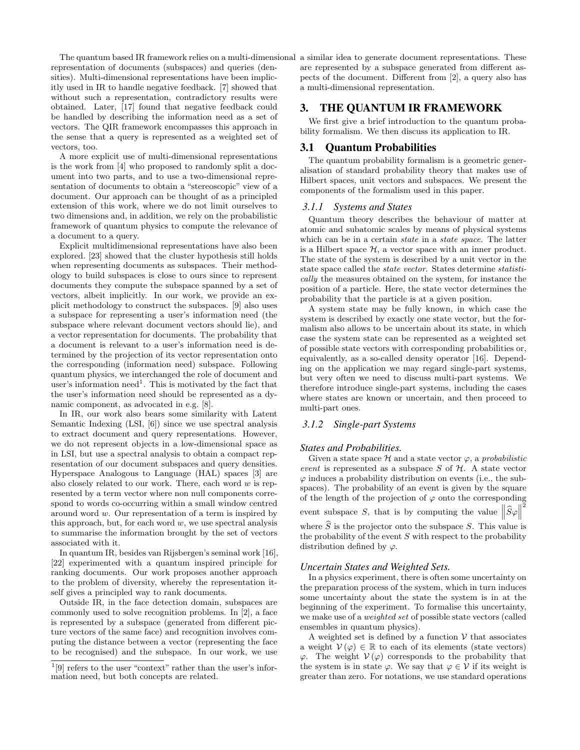The quantum based IR framework relies on a multi-dimensional representation of documents (subspaces) and queries (densities). Multi-dimensional representations have been implicitly used in IR to handle negative feedback. [7] showed that without such a representation, contradictory results were obtained. Later, [17] found that negative feedback could be handled by describing the information need as a set of vectors. The QIR framework encompasses this approach in the sense that a query is represented as a weighted set of vectors, too.

A more explicit use of multi-dimensional representations is the work from [4] who proposed to randomly split a document into two parts, and to use a two-dimensional representation of documents to obtain a "stereoscopic" view of a document. Our approach can be thought of as a principled extension of this work, where we do not limit ourselves to two dimensions and, in addition, we rely on the probabilistic framework of quantum physics to compute the relevance of a document to a query.

Explicit multidimensional representations have also been explored. [23] showed that the cluster hypothesis still holds when representing documents as subspaces. Their methodology to build subspaces is close to ours since to represent documents they compute the subspace spanned by a set of vectors, albeit implicitly. In our work, we provide an explicit methodology to construct the subspaces. [9] also uses a subspace for representing a user's information need (the subspace where relevant document vectors should lie), and a vector representation for documents. The probability that a document is relevant to a user's information need is determined by the projection of its vector representation onto the corresponding (information need) subspace. Following quantum physics, we interchanged the role of document and user's information need[1]. This is motivated by the fact that the user's information need should be represented as a dynamic component, as advocated in e.g. [8].

In IR, our work also bears some similarity with Latent Semantic Indexing (LSI, [6]) since we use spectral analysis to extract document and query representations. However, we do not represent objects in a low-dimensional space as in LSI, but use a spectral analysis to obtain a compact representation of our document subspaces and query densities. Hyperspace Analogous to Language (HAL) spaces [3] are also closely related to our work. There, each word $w$ is represented by a term vector where non null components correspond to words co-occurring within a small window centred around word $w$. Our representation of a term is inspired by this approach, but, for each word $w$, we use spectral analysis to summarise the information brought by the set of vectors associated with it.

In quantum IR, besides van Rijsbergen's seminal work [16], [22] experimented with a quantum inspired principle for ranking documents. Our work proposes another approach to the problem of diversity, whereby the representation itself gives a principled way to rank documents.

Outside IR, in the face detection domain, subspaces are commonly used to solve recognition problems. In [2], a face is represented by a subspace (generated from different picture vectors of the same face) and recognition involves computing the distance between a vector (representing the face to be recognised) and the subspace. In our work, we use a similar idea to generate document representations. These are represented by a subspace generated from different aspects of the document. Different from [2], a query also has a multi-dimensional representation.

[1][9] refers to the user "context" rather than the user's information need, but both concepts are related.

# 3. THE QUANTUM IR FRAMEWORK

We first give a brief introduction to the quantum probability formalism. We then discuss its application to IR.

## 3.1 Quantum Probabilities

The quantum probability formalism is a geometric generalisation of standard probability theory that makes use of Hilbert spaces, unit vectors and subspaces. We present the components of the formalism used in this paper.

### 3.1.1 Systems and States

Quantum theory describes the behaviour of matter at atomic and subatomic scales by means of physical systems which can be in a certain *state* in a *state space*. The latter is a Hilbert space $\mathcal{H}$, a vector space with an inner product. The state of the system is described by a unit vector in the state space called the *state vector*. States determine *statistically* the measures obtained on the system, for instance the position of a particle. Here, the state vector determines the probability that the particle is at a given position.

A system state may be fully known, in which case the system is described by exactly one state vector, but the formalism also allows to be uncertain about its state, in which case the system state can be represented as a weighted set of possible state vectors with corresponding probabilities or, equivalently, as a so-called density operator [16]. Depending on the application we may regard single-part systems, but very often we need to discuss multi-part systems. We therefore introduce single-part systems, including the cases where states are known or uncertain, and then proceed to multi-part ones.

### 3.1.2 Single-part Systems

#### States and Probabilities.

Given a state space $\mathcal{H}$ and a state vector $\varphi$, a *probabilistic event* is represented as a subspace $S$ of $\mathcal{H}$. A state vector $\varphi$ induces a probability distribution on events (i.e., the subspaces). The probability of an event is given by the square of the length of the projection of $\varphi$ onto the corresponding event subspace $S$, that is by computing the value $\left\|\widehat{S}\varphi\right\|^2$ where $\widehat{S}$ is the projector onto the subspace $S$. This value is the probability of the event $S$ with respect to the probability distribution defined by $\varphi$.

#### Uncertain States and Weighted Sets.

In a physics experiment, there is often some uncertainty on the preparation process of the system, which in turn induces some uncertainty about the state the system is in at the beginning of the experiment. To formalise this uncertainty, we make use of a *weighted set* of possible state vectors (called ensembles in quantum physics).

A weighted set is defined by a function $\mathcal{V}$ that associates a weight $\mathcal{V}(\varphi) \in \mathbb{R}$ to each of its elements (state vectors) $\varphi$. The weight $\mathcal{V}(\varphi)$ corresponds to the probability that the system is in state $\varphi$. We say that $\varphi \in \mathcal{V}$ if its weight is greater than zero. For notations, we use standard operations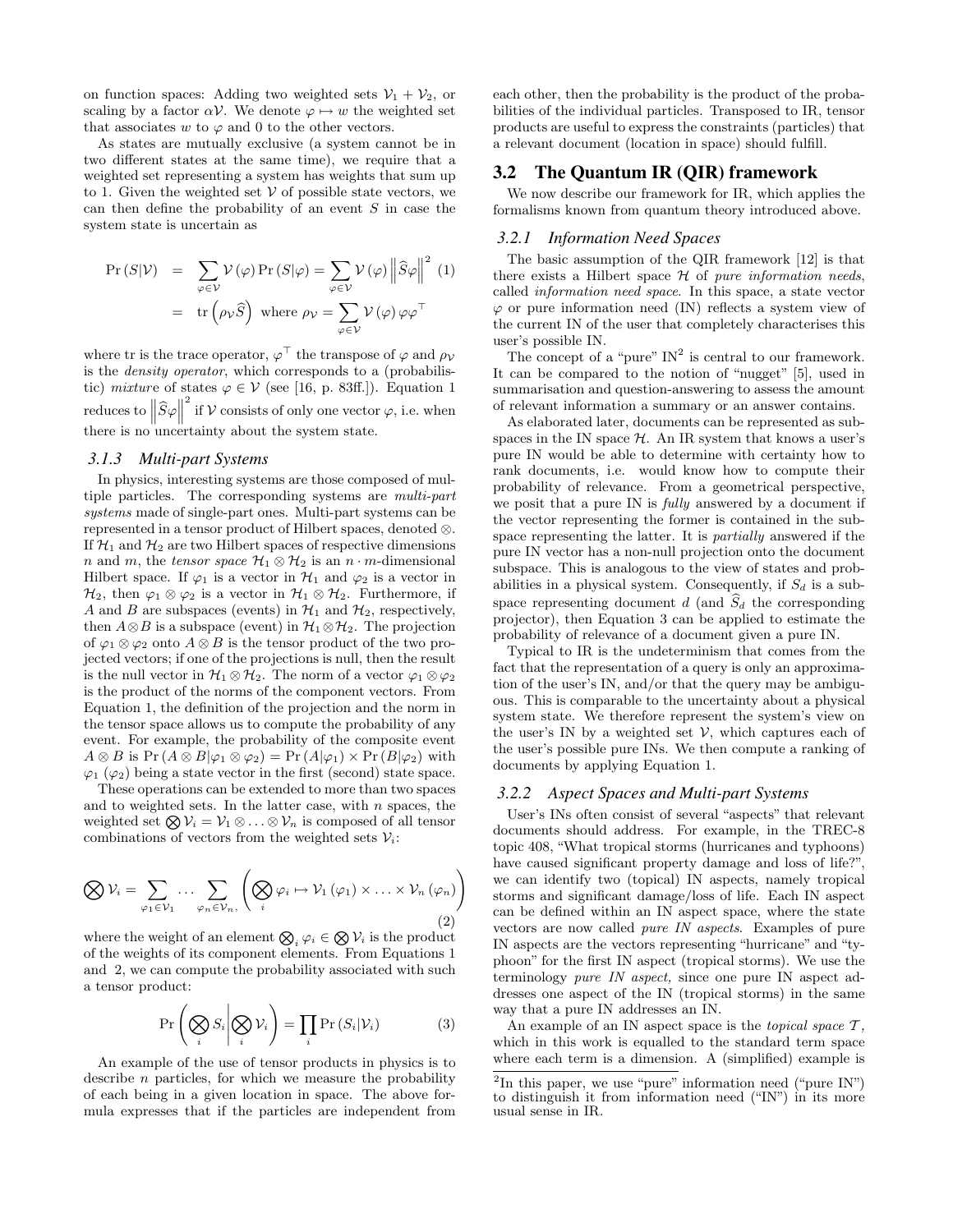on function spaces: Adding two weighted sets $\mathcal{V}_1 + \mathcal{V}_2$, or scaling by a factor $\alpha\mathcal{V}$. We denote $\varphi \mapsto w$ the weighted set that associates $w$ to $\varphi$ and 0 to the other vectors.

As states are mutually exclusive (a system cannot be in two different states at the same time), we require that a weighted set representing a system has weights that sum up to 1. Given the weighted set $\mathcal{V}$ of possible state vectors, we can then define the probability of an event $S$ in case the system state is uncertain as

$$
\begin{aligned}
\Pr(S|\mathcal{V}) &= \sum_{\varphi\in\mathcal{V}} \mathcal{V}(\varphi)\Pr(S|\varphi) = \sum_{\varphi\in\mathcal{V}} \mathcal{V}(\varphi)\left\|\widehat{S}\varphi\right\|^2 \quad (1)\\
&= \operatorname{tr}\left(\rho_{\mathcal{V}}\widehat{S}\right) \text{ where } \rho_{\mathcal{V}} = \sum_{\varphi\in\mathcal{V}} \mathcal{V}(\varphi)\varphi\varphi^\top
\end{aligned}
$$

where tr is the trace operator, $\varphi^\top$ the transpose of $\varphi$ and $\rho_{\mathcal{V}}$ is the *density operator*, which corresponds to a (probabilistic) *mixture* of states $\varphi \in \mathcal{V}$ (see [16, p. 83ff.]). Equation 1 reduces to $\left\|\widehat{S}\varphi\right\|^2$ if $\mathcal{V}$ consists of only one vector $\varphi$, i.e. when there is no uncertainty about the system state.

### 3.1.3 Multi-part Systems

In physics, interesting systems are those composed of multiple particles. The corresponding systems are *multi-part systems* made of single-part ones. Multi-part systems can be represented in a tensor product of Hilbert spaces, denoted $\otimes$. If $\mathcal{H}_1$ and $\mathcal{H}_2$ are two Hilbert spaces of respective dimensions $n$ and $m$, the *tensor space* $\mathcal{H}_1 \otimes \mathcal{H}_2$ is an $n \cdot m$-dimensional Hilbert space. If $\varphi_1$ is a vector in $\mathcal{H}_1$ and $\varphi_2$ is a vector in $\mathcal{H}_2$, then $\varphi_1 \otimes \varphi_2$ is a vector in $\mathcal{H}_1 \otimes \mathcal{H}_2$. Furthermore, if $A$ and $B$ are subspaces (events) in $\mathcal{H}_1$ and $\mathcal{H}_2$, respectively, then $A \otimes B$ is a subspace (event) in $\mathcal{H}_1 \otimes \mathcal{H}_2$. The projection of $\varphi_1 \otimes \varphi_2$ onto $A \otimes B$ is the tensor product of the two projected vectors; if one of the projections is null, then the result is the null vector in $\mathcal{H}_1 \otimes \mathcal{H}_2$. The norm of a vector $\varphi_1 \otimes \varphi_2$ is the product of the norms of the component vectors. From Equation 1, the definition of the projection and the norm in the tensor space allows us to compute the probability of any event. For example, the probability of the composite event $A \otimes B$ is $\Pr(A \otimes B|\varphi_1 \otimes \varphi_2) = \Pr(A|\varphi_1) \times \Pr(B|\varphi_2)$ with $\varphi_1$ ($\varphi_2$) being a state vector in the first (second) state space.

These operations can be extended to more than two spaces and to weighted sets. In the latter case, with $n$ spaces, the weighted set $\bigotimes \mathcal{V}_i = \mathcal{V}_1 \otimes \ldots \otimes \mathcal{V}_n$ is composed of all tensor combinations of vectors from the weighted sets $\mathcal{V}_i$:

$$
\bigotimes \mathcal{V}_i = \sum_{\varphi_1\in\mathcal{V}_1} \cdots \sum_{\varphi_n\in\mathcal{V}_n,} \left(\bigotimes_i \varphi_i \mapsto \mathcal{V}_1(\varphi_1) \times \ldots \times \mathcal{V}_n(\varphi_n)\right) \quad (2)
$$

where the weight of an element $\bigotimes_i \varphi_i \in \bigotimes \mathcal{V}_i$ is the product of the weights of its component elements. From Equations 1 and 2, we can compute the probability associated with such a tensor product:

$$
\Pr\left(\bigotimes_i S_i \middle| \bigotimes_i \mathcal{V}_i\right) = \prod_i \Pr(S_i|\mathcal{V}_i) \quad (3)
$$

An example of the use of tensor products in physics is to describe $n$ particles, for which we measure the probability of each being in a given location in space. The above formula expresses that if the particles are independent from each other, then the probability is the product of the probabilities of the individual particles. Transposed to IR, tensor products are useful to express the constraints (particles) that a relevant document (location in space) should fulfill.

## 3.2 The Quantum IR (QIR) framework

We now describe our framework for IR, which applies the formalisms known from quantum theory introduced above.

### 3.2.1 Information Need Spaces

The basic assumption of the QIR framework [12] is that there exists a Hilbert space $\mathcal{H}$ of *pure information needs*, called *information need space*. In this space, a state vector $\varphi$ or pure information need (IN) reflects a system view of the current IN of the user that completely characterises this user's possible IN.

The concept of a "pure" IN[2] is central to our framework. It can be compared to the notion of "nugget" [5], used in summarisation and question-answering to assess the amount of relevant information a summary or an answer contains.

As elaborated later, documents can be represented as subspaces in the IN space $\mathcal{H}$. An IR system that knows a user's pure IN would be able to determine with certainty how to rank documents, i.e. would know how to compute their probability of relevance. From a geometrical perspective, we posit that a pure IN is *fully* answered by a document if the vector representing the former is contained in the subspace representing the latter. It is *partially* answered if the pure IN vector has a non-null projection onto the document subspace. This is analogous to the view of states and probabilities in a physical system. Consequently, if $S_d$ is a subspace representing document $d$ (and $\widehat{S}_d$ the corresponding projector), then Equation 3 can be applied to estimate the probability of relevance of a document given a pure IN.

Typical to IR is the undeterminism that comes from the fact that the representation of a query is only an approximation of the user's IN, and/or that the query may be ambiguous. This is comparable to the uncertainty about a physical system state. We therefore represent the system's view on the user's IN by a weighted set $\mathcal{V}$, which captures each of the user's possible pure INs. We then compute a ranking of documents by applying Equation 1.

### 3.2.2 Aspect Spaces and Multi-part Systems

User's INs often consist of several "aspects" that relevant documents should address. For example, in the TREC-8 topic 408, "What tropical storms (hurricanes and typhoons) have caused significant property damage and loss of life?", we can identify two (topical) IN aspects, namely tropical storms and significant damage/loss of life. Each IN aspect can be defined within an IN aspect space, where the state vectors are now called *pure IN aspects*. Examples of pure IN aspects are the vectors representing "hurricane" and "typhoon" for the first IN aspect (tropical storms). We use the terminology *pure IN aspect,* since one pure IN aspect addresses one aspect of the IN (tropical storms) in the same way that a pure IN addresses an IN.

An example of an IN aspect space is the *topical space* $\mathcal{T}$, which in this work is equalled to the standard term space where each term is a dimension. A (simplified) example is

[2]In this paper, we use "pure" information need ("pure IN") to distinguish it from information need ("IN") in its more usual sense in IR.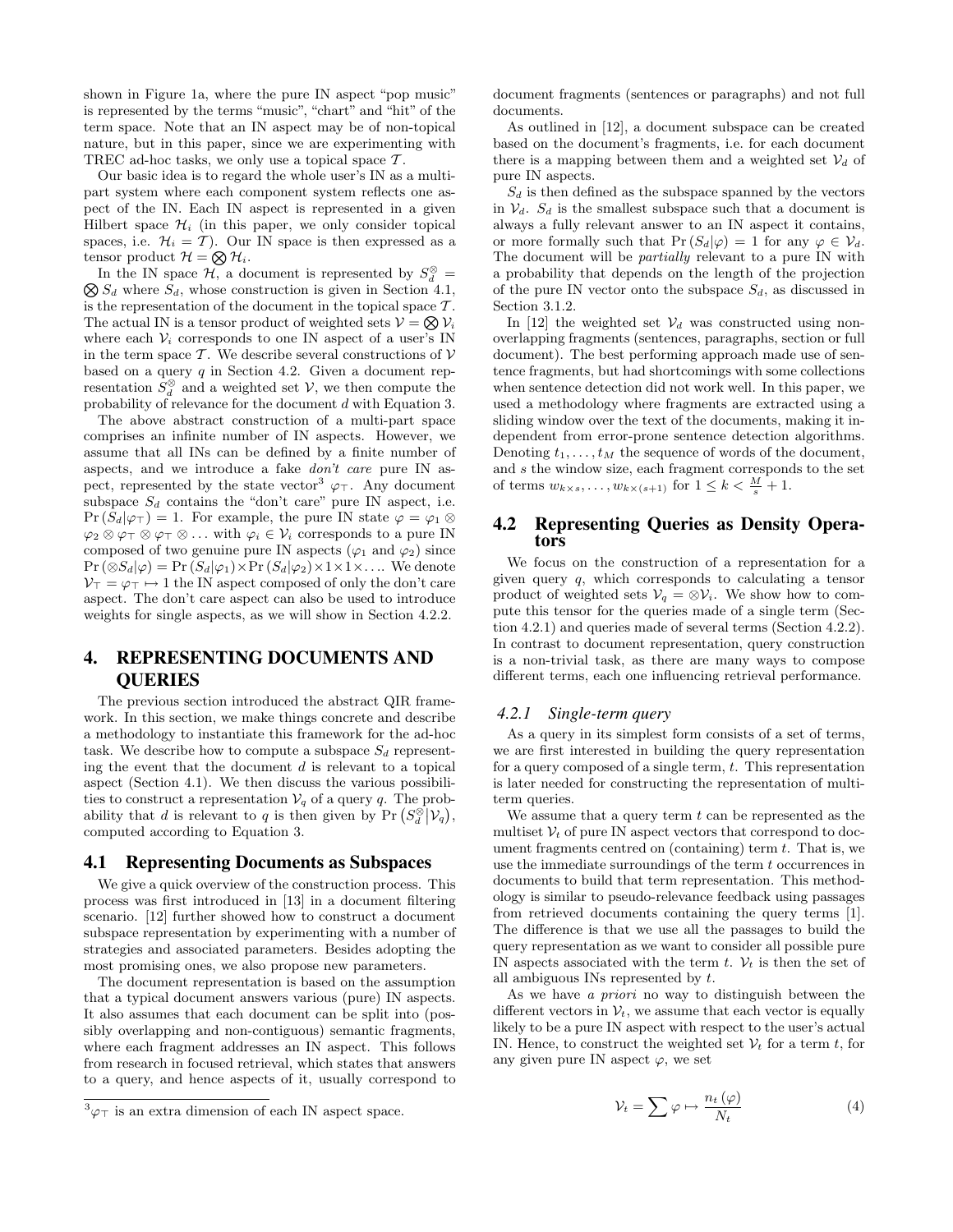shown in Figure 1a, where the pure IN aspect "pop music" is represented by the terms "music", "chart" and "hit" of the term space. Note that an IN aspect may be of non-topical nature, but in this paper, since we are experimenting with TREC ad-hoc tasks, we only use a topical space $\mathcal{T}$.

Our basic idea is to regard the whole user's IN as a multi-part system where each component system reflects one aspect of the IN. Each IN aspect is represented in a given Hilbert space $\mathcal{H}_i$ (in this paper, we only consider topical spaces, i.e. $\mathcal{H}_i = \mathcal{T}$). Our IN space is then expressed as a tensor product $\mathcal{H} = \bigotimes \mathcal{H}_i$.

In the IN space $\mathcal{H}$, a document is represented by $S_d^{\otimes} = \bigotimes S_d$ where $S_d$, whose construction is given in Section 4.1, is the representation of the document in the topical space $\mathcal{T}$. The actual IN is a tensor product of weighted sets $\mathcal{V} = \bigotimes \mathcal{V}_i$ where each $\mathcal{V}_i$ corresponds to one IN aspect of a user's IN in the term space $\mathcal{T}$. We describe several constructions of $\mathcal{V}$ based on a query $q$ in Section 4.2. Given a document representation $S_d^{\otimes}$ and a weighted set $\mathcal{V}$, we then compute the probability of relevance for the document $d$ with Equation 3.

The above abstract construction of a multi-part space comprises an infinite number of IN aspects. However, we assume that all INs can be defined by a finite number of aspects, and we introduce a fake *don't care* pure IN aspect, represented by the state vector[3] $\varphi_\top$. Any document subspace $S_d$ contains the "don't care" pure IN aspect, i.e. $\Pr(S_d|\varphi_\top) = 1$. For example, the pure IN state $\varphi = \varphi_1 \otimes \varphi_2 \otimes \varphi_\top \otimes \varphi_\top \otimes \ldots$ with $\varphi_i \in \mathcal{V}_i$ corresponds to a pure IN composed of two genuine pure IN aspects ($\varphi_1$ and $\varphi_2$) since $\Pr(\otimes S_d|\varphi) = \Pr(S_d|\varphi_1) \times \Pr(S_d|\varphi_2) \times 1 \times 1 \times \ldots$. We denote $\mathcal{V}_\top = \varphi_\top \mapsto 1$ the IN aspect composed of only the don't care aspect. The don't care aspect can also be used to introduce weights for single aspects, as we will show in Section 4.2.2.

# 4. REPRESENTING DOCUMENTS AND QUERIES

The previous section introduced the abstract QIR framework. In this section, we make things concrete and describe a methodology to instantiate this framework for the ad-hoc task. We describe how to compute a subspace $S_d$ representing the event that the document $d$ is relevant to a topical aspect (Section 4.1). We then discuss the various possibilities to construct a representation $\mathcal{V}_q$ of a query $q$. The probability that $d$ is relevant to $q$ is then given by $\Pr\left(S_d^{\otimes}|\mathcal{V}_q\right)$, computed according to Equation 3.

## 4.1 Representing Documents as Subspaces

We give a quick overview of the construction process. This process was first introduced in [13] in a document filtering scenario. [12] further showed how to construct a document subspace representation by experimenting with a number of strategies and associated parameters. Besides adopting the most promising ones, we also propose new parameters.

The document representation is based on the assumption that a typical document answers various (pure) IN aspects. It also assumes that each document can be split into (possibly overlapping and non-contiguous) semantic fragments, where each fragment addresses an IN aspect. This follows from research in focused retrieval, which states that answers to a query, and hence aspects of it, usually correspond to document fragments (sentences or paragraphs) and not full documents.

As outlined in [12], a document subspace can be created based on the document's fragments, i.e. for each document there is a mapping between them and a weighted set $\mathcal{V}_d$ of pure IN aspects.

$S_d$ is then defined as the subspace spanned by the vectors in $\mathcal{V}_d$. $S_d$ is the smallest subspace such that a document is always a fully relevant answer to an IN aspect it contains, or more formally such that $\Pr(S_d|\varphi) = 1$ for any $\varphi \in \mathcal{V}_d$. The document will be *partially* relevant to a pure IN with a probability that depends on the length of the projection of the pure IN vector onto the subspace $S_d$, as discussed in Section 3.1.2.

In [12] the weighted set $\mathcal{V}_d$ was constructed using non-overlapping fragments (sentences, paragraphs, section or full document). The best performing approach made use of sentence fragments, but had shortcomings with some collections when sentence detection did not work well. In this paper, we used a methodology where fragments are extracted using a sliding window over the text of the documents, making it independent from error-prone sentence detection algorithms. Denoting $t_1, \ldots, t_M$ the sequence of words of the document, and $s$ the window size, each fragment corresponds to the set of terms $w_{k\times s}, \ldots, w_{k\times(s+1)}$ for $1 \leq k < \frac{M}{s} + 1$.

## 4.2 Representing Queries as Density Operators

We focus on the construction of a representation for a given query $q$, which corresponds to calculating a tensor product of weighted sets $\mathcal{V}_q = \otimes \mathcal{V}_i$. We show how to compute this tensor for the queries made of a single term (Section 4.2.1) and queries made of several terms (Section 4.2.2). In contrast to document representation, query construction is a non-trivial task, as there are many ways to compose different terms, each one influencing retrieval performance.

### *4.2.1 Single-term query*

As a query in its simplest form consists of a set of terms, we are first interested in building the query representation for a query composed of a single term, $t$. This representation is later needed for constructing the representation of multi-term queries.

We assume that a query term $t$ can be represented as the multiset $\mathcal{V}_t$ of pure IN aspect vectors that correspond to document fragments centred on (containing) term $t$. That is, we use the immediate surroundings of the term $t$ occurrences in documents to build that term representation. This methodology is similar to pseudo-relevance feedback using passages from retrieved documents containing the query terms [1]. The difference is that we use all the passages to build the query representation as we want to consider all possible pure IN aspects associated with the term $t$. $\mathcal{V}_t$ is then the set of all ambiguous INs represented by $t$.

As we have *a priori* no way to distinguish between the different vectors in $\mathcal{V}_t$, we assume that each vector is equally likely to be a pure IN aspect with respect to the user's actual IN. Hence, to construct the weighted set $\mathcal{V}_t$ for a term $t$, for any given pure IN aspect $\varphi$, we set

$$\mathcal{V}_t = \sum \varphi \mapsto \frac{n_t(\varphi)}{N_t} \tag{4}$$

[3] $\varphi_\top$ is an extra dimension of each IN aspect space.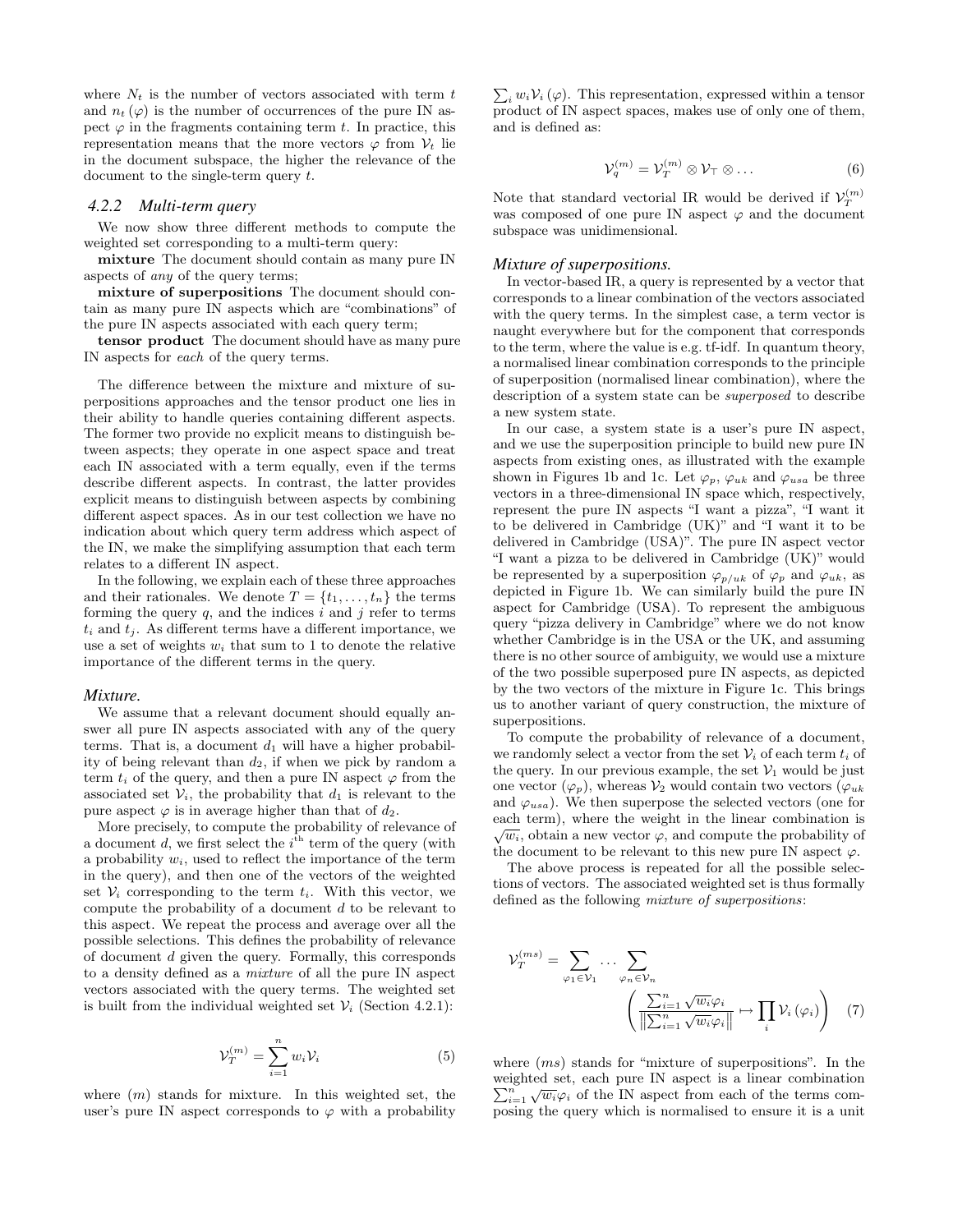where $N_t$ is the number of vectors associated with term $t$ and $n_t(\varphi)$ is the number of occurrences of the pure IN aspect $\varphi$ in the fragments containing term $t$. In practice, this representation means that the more vectors $\varphi$ from $\mathcal{V}_t$ lie in the document subspace, the higher the relevance of the document to the single-term query $t$.

### 4.2.2 Multi-term query

We now show three different methods to compute the weighted set corresponding to a multi-term query:

**mixture** The document should contain as many pure IN aspects of *any* of the query terms;

**mixture of superpositions** The document should contain as many pure IN aspects which are "combinations" of the pure IN aspects associated with each query term;

**tensor product** The document should have as many pure IN aspects for *each* of the query terms.

The difference between the mixture and mixture of superpositions approaches and the tensor product one lies in their ability to handle queries containing different aspects. The former two provide no explicit means to distinguish between aspects; they operate in one aspect space and treat each IN associated with a term equally, even if the terms describe different aspects. In contrast, the latter provides explicit means to distinguish between aspects by combining different aspect spaces. As in our test collection we have no indication about which query term address which aspect of the IN, we make the simplifying assumption that each term relates to a different IN aspect.

In the following, we explain each of these three approaches and their rationales. We denote $T = \{t_1, \ldots, t_n\}$ the terms forming the query $q$, and the indices $i$ and $j$ refer to terms $t_i$ and $t_j$. As different terms have a different importance, we use a set of weights $w_i$ that sum to 1 to denote the relative importance of the different terms in the query.

#### *Mixture.*

We assume that a relevant document should equally answer all pure IN aspects associated with any of the query terms. That is, a document $d_1$ will have a higher probability of being relevant than $d_2$, if when we pick by random a term $t_i$ of the query, and then a pure IN aspect $\varphi$ from the associated set $\mathcal{V}_i$, the probability that $d_1$ is relevant to the pure aspect $\varphi$ is in average higher than that of $d_2$.

More precisely, to compute the probability of relevance of a document $d$, we first select the $i^{\text{th}}$ term of the query (with a probability $w_i$, used to reflect the importance of the term in the query), and then one of the vectors of the weighted set $\mathcal{V}_i$ corresponding to the term $t_i$. With this vector, we compute the probability of a document $d$ to be relevant to this aspect. We repeat the process and average over all the possible selections. This defines the probability of relevance of document $d$ given the query. Formally, this corresponds to a density defined as a *mixture* of all the pure IN aspect vectors associated with the query terms. The weighted set is built from the individual weighted set $\mathcal{V}_i$ (Section 4.2.1):

$$\mathcal{V}_T^{(m)} = \sum_{i=1}^{n} w_i \mathcal{V}_i \tag{5}$$

where $(m)$ stands for mixture. In this weighted set, the user's pure IN aspect corresponds to $\varphi$ with a probability $\sum_i w_i \mathcal{V}_i(\varphi)$. This representation, expressed within a tensor product of IN aspect spaces, makes use of only one of them, and is defined as:

$$\mathcal{V}_q^{(m)} = \mathcal{V}_T^{(m)} \otimes \mathcal{V}_\top \otimes \ldots \tag{6}$$

Note that standard vectorial IR would be derived if $\mathcal{V}_T^{(m)}$ was composed of one pure IN aspect $\varphi$ and the document subspace was unidimensional.

#### *Mixture of superpositions.*

In vector-based IR, a query is represented by a vector that corresponds to a linear combination of the vectors associated with the query terms. In the simplest case, a term vector is naught everywhere but for the component that corresponds to the term, where the value is e.g. tf-idf. In quantum theory, a normalised linear combination corresponds to the principle of superposition (normalised linear combination), where the description of a system state can be *superposed* to describe a new system state.

In our case, a system state is a user's pure IN aspect, and we use the superposition principle to build new pure IN aspects from existing ones, as illustrated with the example shown in Figures 1b and 1c. Let $\varphi_p$, $\varphi_{uk}$ and $\varphi_{usa}$ be three vectors in a three-dimensional IN space which, respectively, represent the pure IN aspects "I want a pizza", "I want it to be delivered in Cambridge (UK)" and "I want it to be delivered in Cambridge (USA)". The pure IN aspect vector "I want a pizza to be delivered in Cambridge (UK)" would be represented by a superposition $\varphi_{p/uk}$ of $\varphi_p$ and $\varphi_{uk}$, as depicted in Figure 1b. We can similarly build the pure IN aspect for Cambridge (USA). To represent the ambiguous query "pizza delivery in Cambridge" where we do not know whether Cambridge is in the USA or the UK, and assuming there is no other source of ambiguity, we would use a mixture of the two possible superposed pure IN aspects, as depicted by the two vectors of the mixture in Figure 1c. This brings us to another variant of query construction, the mixture of superpositions.

To compute the probability of relevance of a document, we randomly select a vector from the set $\mathcal{V}_i$ of each term $t_i$ of the query. In our previous example, the set $\mathcal{V}_1$ would be just one vector ($\varphi_p$), whereas $\mathcal{V}_2$ would contain two vectors ($\varphi_{uk}$ and $\varphi_{usa}$). We then superpose the selected vectors (one for each term), where the weight in the linear combination is $\sqrt{w_i}$, obtain a new vector $\varphi$, and compute the probability of the document to be relevant to this new pure IN aspect $\varphi$.

The above process is repeated for all the possible selections of vectors. The associated weighted set is thus formally defined as the following *mixture of superpositions*:

$$\mathcal{V}_T^{(ms)} = \sum_{\varphi_1 \in \mathcal{V}_1} \cdots \sum_{\varphi_n \in \mathcal{V}_n} \left( \frac{\sum_{i=1}^{n} \sqrt{w_i}\varphi_i}{\left\| \sum_{i=1}^{n} \sqrt{w_i}\varphi_i \right\|} \mapsto \prod_i \mathcal{V}_i(\varphi_i) \right) \tag{7}$$

where $(ms)$ stands for "mixture of superpositions". In the weighted set, each pure IN aspect is a linear combination $\sum_{i=1}^{n} \sqrt{w_i}\varphi_i$ of the IN aspect from each of the terms composing the query which is normalised to ensure it is a unit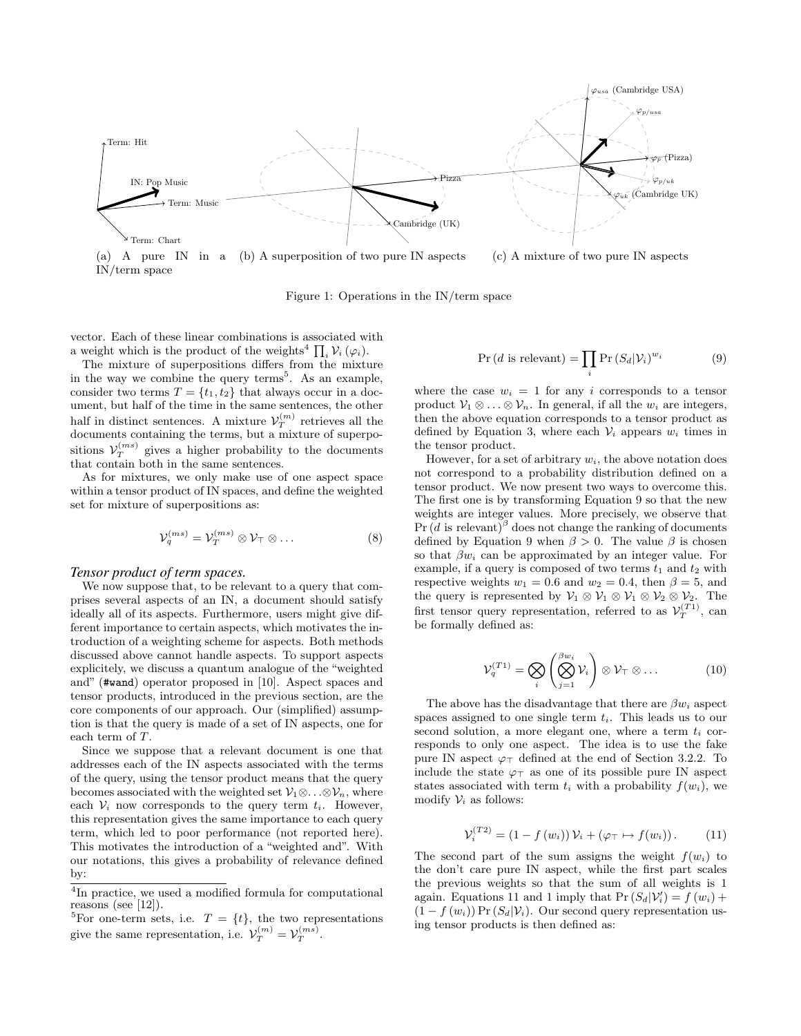(a) A pure IN in a IN/term space (b) A superposition of two pure IN aspects (c) A mixture of two pure IN aspects

Figure 1: Operations in the IN/term space

vector. Each of these linear combinations is associated with a weight which is the product of the weights[4] $\prod_i \mathcal{V}_i(\varphi_i)$.

The mixture of superpositions differs from the mixture in the way we combine the query terms[5]. As an example, consider two terms $T = \{t_1, t_2\}$ that always occur in a document, but half of the time in the same sentences, the other half in distinct sentences. A mixture $\mathcal{V}_T^{(m)}$ retrieves all the documents containing the terms, but a mixture of superpositions $\mathcal{V}_T^{(ms)}$ gives a higher probability to the documents that contain both in the same sentences.

As for mixtures, we only make use of one aspect space within a tensor product of IN spaces, and define the weighted set for mixture of superpositions as:

$$\mathcal{V}_q^{(ms)} = \mathcal{V}_T^{(ms)} \otimes \mathcal{V}_\top \otimes \dots \tag{8}$$

### *Tensor product of term spaces.*

We now suppose that, to be relevant to a query that comprises several aspects of an IN, a document should satisfy ideally all of its aspects. Furthermore, users might give different importance to certain aspects, which motivates the introduction of a weighting scheme for aspects. Both methods discussed above cannot handle aspects. To support aspects explicitely, we discuss a quantum analogue of the "weighted and" (`#wand`) operator proposed in [10]. Aspect spaces and tensor products, introduced in the previous section, are the core components of our approach. Our (simplified) assumption is that the query is made of a set of IN aspects, one for each term of $T$.

Since we suppose that a relevant document is one that addresses each of the IN aspects associated with the terms of the query, using the tensor product means that the query becomes associated with the weighted set $\mathcal{V}_1 \otimes \ldots \otimes \mathcal{V}_n$, where each $\mathcal{V}_i$ now corresponds to the query term $t_i$. However, this representation gives the same importance to each query term, which led to poor performance (not reported here). This motivates the introduction of a "weighted and". With our notations, this gives a probability of relevance defined by:

$$\Pr(d \text{ is relevant}) = \prod_i \Pr(S_d | \mathcal{V}_i)^{w_i} \tag{9}$$

where the case $w_i = 1$ for any $i$ corresponds to a tensor product $\mathcal{V}_1 \otimes \ldots \otimes \mathcal{V}_n$. In general, if all the $w_i$ are integers, then the above equation corresponds to a tensor product as defined by Equation 3, where each $\mathcal{V}_i$ appears $w_i$ times in the tensor product.

However, for a set of arbitrary $w_i$, the above notation does not correspond to a probability distribution defined on a tensor product. We now present two ways to overcome this. The first one is by transforming Equation 9 so that the new weights are integer values. More precisely, we observe that $\Pr(d \text{ is relevant})^\beta$ does not change the ranking of documents defined by Equation 9 when $\beta > 0$. The value $\beta$ is chosen so that $\beta w_i$ can be approximated by an integer value. For example, if a query is composed of two terms $t_1$ and $t_2$ with respective weights $w_1 = 0.6$ and $w_2 = 0.4$, then $\beta = 5$, and the query is represented by $\mathcal{V}_1 \otimes \mathcal{V}_1 \otimes \mathcal{V}_1 \otimes \mathcal{V}_2 \otimes \mathcal{V}_2$. The first tensor query representation, referred to as $\mathcal{V}_T^{(T1)}$, can be formally defined as:

$$\mathcal{V}_q^{(T1)} = \bigotimes_i \left( \bigotimes_{j=1}^{\beta w_i} \mathcal{V}_i \right) \otimes \mathcal{V}_\top \otimes \dots \tag{10}$$

The above has the disadvantage that there are $\beta w_i$ aspect spaces assigned to one single term $t_i$. This leads us to our second solution, a more elegant one, where a term $t_i$ corresponds to only one aspect. The idea is to use the fake pure IN aspect $\varphi_\top$ defined at the end of Section 3.2.2. To include the state $\varphi_\top$ as one of its possible pure IN aspect states associated with term $t_i$ with a probability $f(w_i)$, we modify $\mathcal{V}_i$ as follows:

$$\mathcal{V}_i^{(T2)} = (1 - f(w_i)) \mathcal{V}_i + (\varphi_\top \mapsto f(w_i)). \tag{11}$$

The second part of the sum assigns the weight $f(w_i)$ to the don't care pure IN aspect, while the first part scales the previous weights so that the sum of all weights is 1 again. Equations 11 and 1 imply that $\Pr(S_d|\mathcal{V}'_i) = f(w_i) + (1 - f(w_i)) \Pr(S_d|\mathcal{V}_i)$. Our second query representation using tensor products is then defined as:

[4] In practice, we used a modified formula for computational reasons (see [12]).

[5] For one-term sets, i.e. $T = \{t\}$, the two representations give the same representation, i.e. $\mathcal{V}_T^{(m)} = \mathcal{V}_T^{(ms)}$.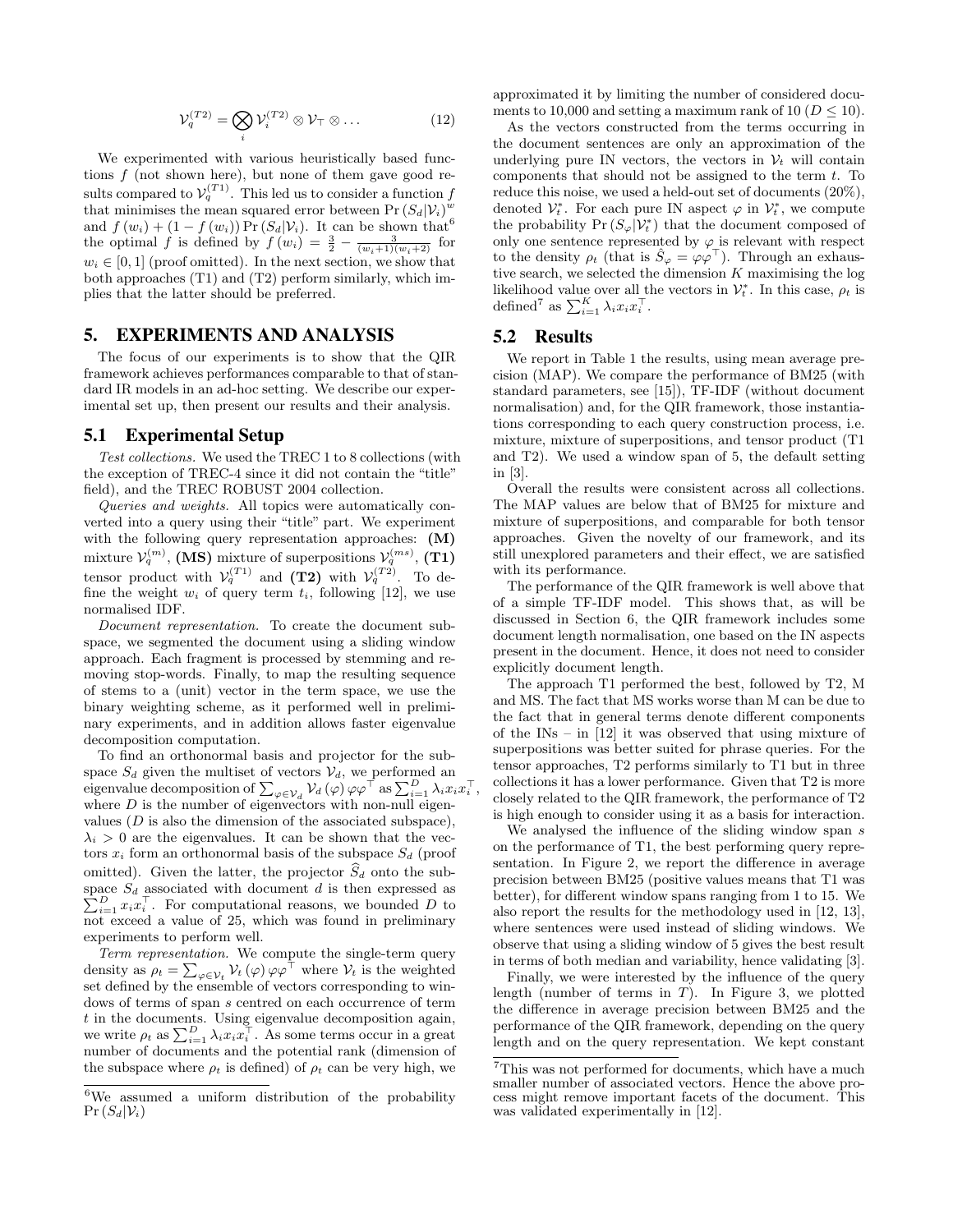$$\mathcal{V}_q^{(T2)} = \bigotimes_i \mathcal{V}_i^{(T2)} \otimes \mathcal{V}_\top \otimes \dots \tag{12}$$

We experimented with various heuristically based functions $f$ (not shown here), but none of them gave good results compared to $\mathcal{V}_q^{(T1)}$. This led us to consider a function $f$ that minimises the mean squared error between $\Pr(S_d|\mathcal{V}_i)^w$ and $f(w_i) + (1 - f(w_i)) \Pr(S_d|\mathcal{V}_i)$. It can be shown that[6] the optimal $f$ is defined by $f(w_i) = \frac{3}{2} - \frac{3}{(w_i+1)(w_i+2)}$ for $w_i \in [0, 1]$ (proof omitted). In the next section, we show that both approaches (T1) and (T2) perform similarly, which implies that the latter should be preferred.

## 5. EXPERIMENTS AND ANALYSIS

The focus of our experiments is to show that the QIR framework achieves performances comparable to that of standard IR models in an ad-hoc setting. We describe our experimental set up, then present our results and their analysis.

### 5.1 Experimental Setup

*Test collections.* We used the TREC 1 to 8 collections (with the exception of TREC-4 since it did not contain the "title" field), and the TREC ROBUST 2004 collection.

*Queries and weights.* All topics were automatically converted into a query using their "title" part. We experiment with the following query representation approaches: **(M)** mixture $\mathcal{V}_q^{(m)}$, **(MS)** mixture of superpositions $\mathcal{V}_q^{(ms)}$, **(T1)** tensor product with $\mathcal{V}_q^{(T1)}$ and **(T2)** with $\mathcal{V}_q^{(T2)}$. To define the weight $w_i$ of query term $t_i$, following [12], we use normalised IDF.

*Document representation.* To create the document subspace, we segmented the document using a sliding window approach. Each fragment is processed by stemming and removing stop-words. Finally, to map the resulting sequence of stems to a (unit) vector in the term space, we use the binary weighting scheme, as it performed well in preliminary experiments, and in addition allows faster eigenvalue decomposition computation.

To find an orthonormal basis and projector for the subspace $S_d$ given the multiset of vectors $\mathcal{V}_d$, we performed an eigenvalue decomposition of $\sum_{\varphi \in \mathcal{V}_d} \mathcal{V}_d(\varphi) \varphi\varphi^\top$ as $\sum_{i=1}^D \lambda_i x_i x_i^\top$, where $D$ is the number of eigenvectors with non-null eigenvalues ($D$ is also the dimension of the associated subspace), $\lambda_i > 0$ are the eigenvalues. It can be shown that the vectors $x_i$ form an orthonormal basis of the subspace $S_d$ (proof omitted). Given the latter, the projector $\widehat{S}_d$ onto the subspace $S_d$ associated with document $d$ is then expressed as $\sum_{i=1}^D x_i x_i^\top$. For computational reasons, we bounded $D$ to not exceed a value of 25, which was found in preliminary experiments to perform well.

*Term representation.* We compute the single-term query density as $\rho_t = \sum_{\varphi \in \mathcal{V}_t} \mathcal{V}_t(\varphi) \varphi\varphi^\top$ where $\mathcal{V}_t$ is the weighted set defined by the ensemble of vectors corresponding to windows of terms of span $s$ centred on each occurrence of term $t$ in the documents. Using eigenvalue decomposition again, we write $\rho_t$ as $\sum_{i=1}^D \lambda_i x_i x_i^\top$. As some terms occur in a great number of documents and the potential rank (dimension of the subspace where $\rho_t$ is defined) of $\rho_t$ can be very high, we approximated it by limiting the number of considered documents to 10,000 and setting a maximum rank of 10 ($D \leq 10$).

As the vectors constructed from the terms occurring in the document sentences are only an approximation of the underlying pure IN vectors, the vectors in $\mathcal{V}_t$ will contain components that should not be assigned to the term $t$. To reduce this noise, we used a held-out set of documents (20%), denoted $\mathcal{V}_t^*$. For each pure IN aspect $\varphi$ in $\mathcal{V}_t^*$, we compute the probability $\Pr(S_\varphi|\mathcal{V}_t^*)$ that the document composed of only one sentence represented by $\varphi$ is relevant with respect to the density $\rho_t$ (that is $\hat{S}_\varphi = \varphi\varphi^\top$). Through an exhaustive search, we selected the dimension $K$ maximising the log likelihood value over all the vectors in $\mathcal{V}_t^*$. In this case, $\rho_t$ is defined[7] as $\sum_{i=1}^K \lambda_i x_i x_i^\top$.

### 5.2 Results

We report in Table 1 the results, using mean average precision (MAP). We compare the performance of BM25 (with standard parameters, see [15]), TF-IDF (without document normalisation) and, for the QIR framework, those instantiations corresponding to each query construction process, i.e. mixture, mixture of superpositions, and tensor product (T1 and T2). We used a window span of 5, the default setting in [3].

Overall the results were consistent across all collections. The MAP values are below that of BM25 for mixture and mixture of superpositions, and comparable for both tensor approaches. Given the novelty of our framework, and its still unexplored parameters and their effect, we are satisfied with its performance.

The performance of the QIR framework is well above that of a simple TF-IDF model. This shows that, as will be discussed in Section 6, the QIR framework includes some document length normalisation, one based on the IN aspects present in the document. Hence, it does not need to consider explicitly document length.

The approach T1 performed the best, followed by T2, M and MS. The fact that MS works worse than M can be due to the fact that in general terms denote different components of the INs – in [12] it was observed that using mixture of superpositions was better suited for phrase queries. For the tensor approaches, T2 performs similarly to T1 but in three collections it has a lower performance. Given that T2 is more closely related to the QIR framework, the performance of T2 is high enough to consider using it as a basis for interaction.

We analysed the influence of the sliding window span $s$ on the performance of T1, the best performing query representation. In Figure 2, we report the difference in average precision between BM25 (positive values means that T1 was better), for different window spans ranging from 1 to 15. We also report the results for the methodology used in [12, 13], where sentences were used instead of sliding windows. We observe that using a sliding window of 5 gives the best result in terms of both median and variability, hence validating [3].

Finally, we were interested by the influence of the query length (number of terms in $T$). In Figure 3, we plotted the difference in average precision between BM25 and the performance of the QIR framework, depending on the query length and on the query representation. We kept constant

[6] We assumed a uniform distribution of the probability $\Pr(S_d|\mathcal{V}_i)$

[7] This was not performed for documents, which have a much smaller number of associated vectors. Hence the above process might remove important facets of the document. This was validated experimentally in [12].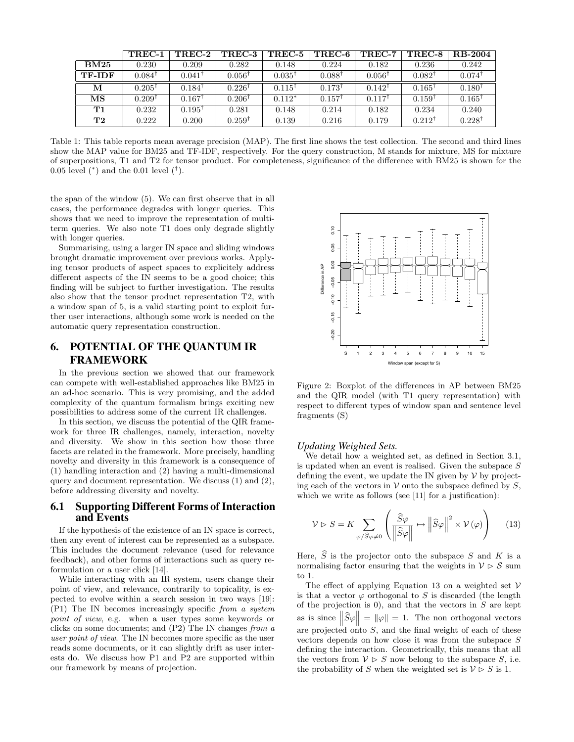| | TREC-1 | TREC-2 | TREC-3 | TREC-5 | TREC-6 | TREC-7 | TREC-8 | RB-2004 |
|---|---|---|---|---|---|---|---|---|
| **BM25** | 0.230 | 0.209 | 0.282 | 0.148 | 0.224 | 0.182 | 0.236 | 0.242 |
| **TF-IDF** | $0.084^{\dagger}$ | $0.041^{\dagger}$ | $0.056^{\dagger}$ | $0.035^{\dagger}$ | $0.088^{\dagger}$ | $0.056^{\dagger}$ | $0.082^{\dagger}$ | $0.074^{\dagger}$ |
| **M** | $0.205^{\dagger}$ | $0.184^{\dagger}$ | $0.226^{\dagger}$ | $0.115^{\dagger}$ | $0.173^{\dagger}$ | $0.142^{\dagger}$ | $0.165^{\dagger}$ | $0.180^{\dagger}$ |
| **MS** | $0.209^{\dagger}$ | $0.167^{\dagger}$ | $0.206^{\dagger}$ | $0.112^{*}$ | $0.157^{\dagger}$ | $0.117^{\dagger}$ | $0.159^{\dagger}$ | $0.165^{\dagger}$ |
| **T1** | 0.232 | $0.195^{\dagger}$ | 0.281 | 0.148 | 0.214 | 0.182 | 0.234 | 0.240 |
| **T2** | 0.222 | 0.200 | $0.259^{\dagger}$ | 0.139 | 0.216 | 0.179 | $0.212^{\dagger}$ | $0.228^{\dagger}$ |

Table 1: This table reports mean average precision (MAP). The first line shows the test collection. The second and third lines show the MAP value for BM25 and TF-IDF, respectively. For the query construction, M stands for mixture, MS for mixture of superpositions, T1 and T2 for tensor product. For completeness, significance of the difference with BM25 is shown for the 0.05 level ($^{*}$) and the 0.01 level ($^{\dagger}$).

the span of the window (5). We can first observe that in all cases, the performance degrades with longer queries. This shows that we need to improve the representation of multi-term queries. We also note T1 does only degrade slightly with longer queries.

Summarising, using a larger IN space and sliding windows brought dramatic improvement over previous works. Applying tensor products of aspect spaces to explicitely address different aspects of the IN seems to be a good choice; this finding will be subject to further investigation. The results also show that the tensor product representation T2, with a window span of 5, is a valid starting point to exploit further user interactions, although some work is needed on the automatic query representation construction.

## 6. POTENTIAL OF THE QUANTUM IR FRAMEWORK

In the previous section we showed that our framework can compete with well-established approaches like BM25 in an ad-hoc scenario. This is very promising, and the added complexity of the quantum formalism brings exciting new possibilities to address some of the current IR challenges.

In this section, we discuss the potential of the QIR framework for three IR challenges, namely, interaction, novelty and diversity. We show in this section how those three facets are related in the framework. More precisely, handling novelty and diversity in this framework is a consequence of (1) handling interaction and (2) having a multi-dimensional query and document representation. We discuss (1) and (2), before addressing diversity and novelty.

### 6.1 Supporting Different Forms of Interaction and Events

If the hypothesis of the existence of an IN space is correct, then any event of interest can be represented as a subspace. This includes the document relevance (used for relevance feedback), and other forms of interactions such as query reformulation or a user click [14].

While interacting with an IR system, users change their point of view, and relevance, contrarily to topicality, is expected to evolve within a search session in two ways [19]: (P1) The IN becomes increasingly specific *from a system point of view*, e.g. when a user types some keywords or clicks on some documents; and (P2) The IN changes *from a user point of view*. The IN becomes more specific as the user reads some documents, or it can slightly drift as user interests do. We discuss how P1 and P2 are supported within our framework by means of projection.

Figure 2: Boxplot of the differences in AP between BM25 and the QIR model (with T1 query representation) with respect to different types of window span and sentence level fragments (S)

#### *Updating Weighted Sets.*

We detail how a weighted set, as defined in Section 3.1, is updated when an event is realised. Given the subspace $S$ defining the event, we update the IN given by $\mathcal{V}$ by projecting each of the vectors in $\mathcal{V}$ onto the subspace defined by $S$, which we write as follows (see [11] for a justification):

$$\mathcal{V} \rhd S = K \sum_{\varphi / \widehat{S}\varphi \neq 0} \left( \frac{\widehat{S}\varphi}{\left\|\widehat{S}\varphi\right\|} \mapsto \left\|\widehat{S}\varphi\right\|^2 \times \mathcal{V}(\varphi) \right) \quad (13)$$

Here, $\widehat{S}$ is the projector onto the subspace $S$ and $K$ is a normalising factor ensuring that the weights in $\mathcal{V} \rhd \mathcal{S}$ sum to 1.

The effect of applying Equation 13 on a weighted set $\mathcal{V}$ is that a vector $\varphi$ orthogonal to $S$ is discarded (the length of the projection is 0), and that the vectors in $S$ are kept as is since $\left\|\widehat{S}\varphi\right\| = \|\varphi\| = 1$. The non orthogonal vectors are projected onto $S$, and the final weight of each of these vectors depends on how close it was from the subspace $S$ defining the interaction. Geometrically, this means that all the vectors from $\mathcal{V} \rhd S$ now belong to the subspace $S$, i.e. the probability of $S$ when the weighted set is $\mathcal{V} \rhd S$ is 1.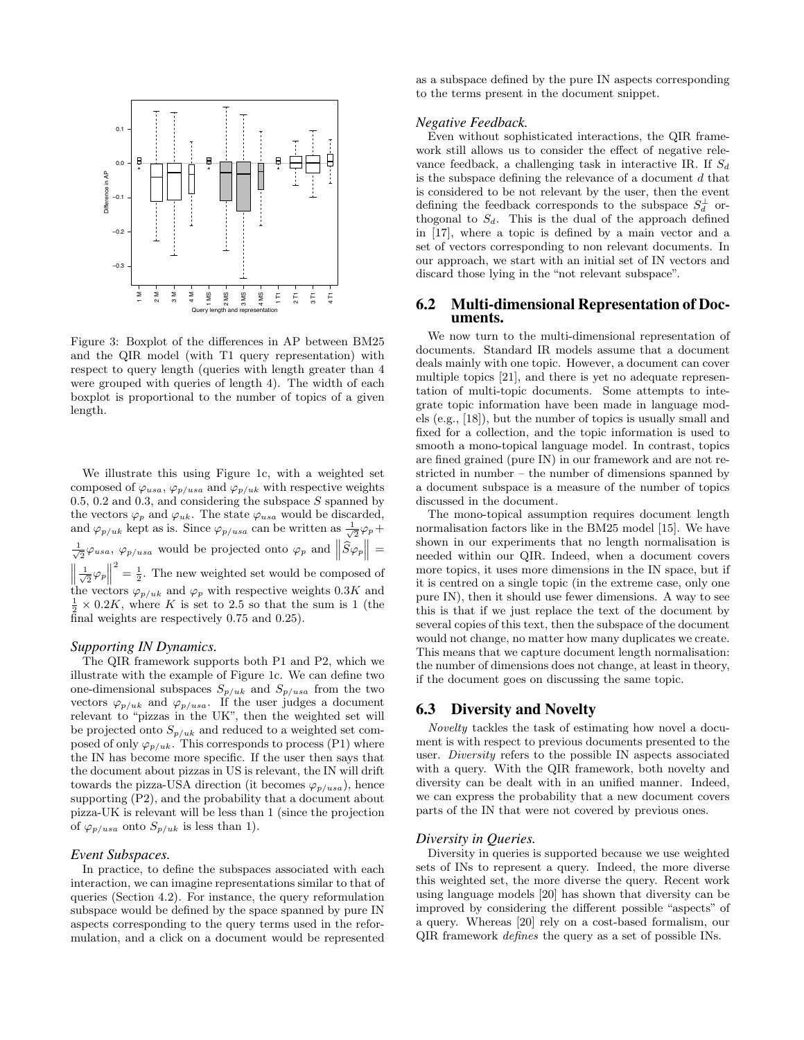0.1

0.0

−0.1

−0.2

−0.3

Difference in AP

1 M
2 M
3 M
4 M
1 MS
2 MS
3 MS
4 MS
1 T1
2 T1
3 T1
4 T1

Query length and representation

Figure 3: Boxplot of the differences in AP between BM25 and the QIR model (with T1 query representation) with respect to query length (queries with length greater than 4 were grouped with queries of length 4). The width of each boxplot is proportional to the number of topics of a given length.

We illustrate this using Figure 1c, with a weighted set composed of $\varphi_{usa}$, $\varphi_{p/usa}$ and $\varphi_{p/uk}$ with respective weights 0.5, 0.2 and 0.3, and considering the subspace $S$ spanned by the vectors $\varphi_p$ and $\varphi_{uk}$. The state $\varphi_{usa}$ would be discarded, and $\varphi_{p/uk}$ kept as is. Since $\varphi_{p/usa}$ can be written as $\frac{1}{\sqrt{2}}\varphi_p + \frac{1}{\sqrt{2}}\varphi_{usa}$, $\varphi_{p/usa}$ would be projected onto $\varphi_p$ and $\left\|\widehat{S}\varphi_p\right\| = \left\|\frac{1}{\sqrt{2}}\varphi_p\right\|^2 = \frac{1}{2}$. The new weighted set would be composed of the vectors $\varphi_{p/uk}$ and $\varphi_p$ with respective weights $0.3K$ and $\frac{1}{2} \times 0.2K$, where $K$ is set to 2.5 so that the sum is 1 (the final weights are respectively 0.75 and 0.25).

### *Supporting IN Dynamics.*

The QIR framework supports both P1 and P2, which we illustrate with the example of Figure 1c. We can define two one-dimensional subspaces $S_{p/uk}$ and $S_{p/usa}$ from the two vectors $\varphi_{p/uk}$ and $\varphi_{p/usa}$. If the user judges a document relevant to "pizzas in the UK", then the weighted set will be projected onto $S_{p/uk}$ and reduced to a weighted set composed of only $\varphi_{p/uk}$. This corresponds to process (P1) where the IN has become more specific. If the user then says that the document about pizzas in US is relevant, the IN will drift towards the pizza-USA direction (it becomes $\varphi_{p/usa}$), hence supporting (P2), and the probability that a document about pizza-UK is relevant will be less than 1 (since the projection of $\varphi_{p/usa}$ onto $S_{p/uk}$ is less than 1).

### *Event Subspaces.*

In practice, to define the subspaces associated with each interaction, we can imagine representations similar to that of queries (Section 4.2). For instance, the query reformulation subspace would be defined by the space spanned by pure IN aspects corresponding to the query terms used in the reformulation, and a click on a document would be represented as a subspace defined by the pure IN aspects corresponding to the terms present in the document snippet.

### *Negative Feedback.*

Even without sophisticated interactions, the QIR framework still allows us to consider the effect of negative relevance feedback, a challenging task in interactive IR. If $S_d$ is the subspace defining the relevance of a document $d$ that is considered to be not relevant by the user, then the event defining the feedback corresponds to the subspace $S_d^\perp$ orthogonal to $S_d$. This is the dual of the approach defined in [17], where a topic is defined by a main vector and a set of vectors corresponding to non relevant documents. In our approach, we start with an initial set of IN vectors and discard those lying in the "not relevant subspace".

## 6.2 Multi-dimensional Representation of Documents.

We now turn to the multi-dimensional representation of documents. Standard IR models assume that a document deals mainly with one topic. However, a document can cover multiple topics [21], and there is yet no adequate representation of multi-topic documents. Some attempts to integrate topic information have been made in language models (e.g., [18]), but the number of topics is usually small and fixed for a collection, and the topic information is used to smooth a mono-topical language model. In contrast, topics are fined grained (pure IN) in our framework and are not restricted in number – the number of dimensions spanned by a document subspace is a measure of the number of topics discussed in the document.

The mono-topical assumption requires document length normalisation factors like in the BM25 model [15]. We have shown in our experiments that no length normalisation is needed within our QIR. Indeed, when a document covers more topics, it uses more dimensions in the IN space, but if it is centred on a single topic (in the extreme case, only one pure IN), then it should use fewer dimensions. A way to see this is that if we just replace the text of the document by several copies of this text, then the subspace of the document would not change, no matter how many duplicates we create. This means that we capture document length normalisation: the number of dimensions does not change, at least in theory, if the document goes on discussing the same topic.

## 6.3 Diversity and Novelty

*Novelty* tackles the task of estimating how novel a document is with respect to previous documents presented to the user. *Diversity* refers to the possible IN aspects associated with a query. With the QIR framework, both novelty and diversity can be dealt with in an unified manner. Indeed, we can express the probability that a new document covers parts of the IN that were not covered by previous ones.

### *Diversity in Queries.*

Diversity in queries is supported because we use weighted sets of INs to represent a query. Indeed, the more diverse this weighted set, the more diverse the query. Recent work using language models [20] has shown that diversity can be improved by considering the different possible "aspects" of a query. Whereas [20] rely on a cost-based formalism, our QIR framework *defines* the query as a set of possible INs.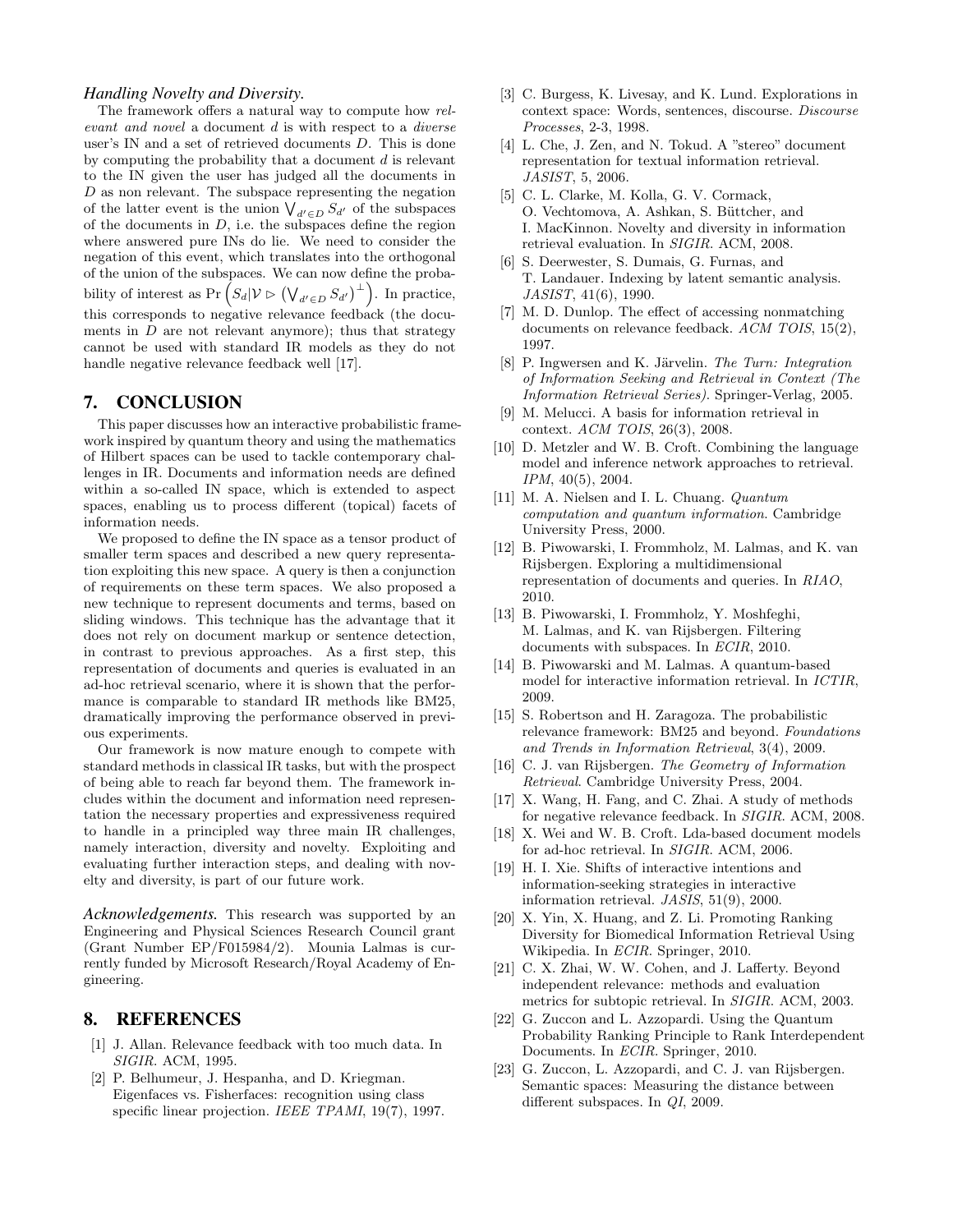*Handling Novelty and Diversity.*

The framework offers a natural way to compute how *relevant and novel* a document $d$ is with respect to a *diverse* user's IN and a set of retrieved documents $D$. This is done by computing the probability that a document $d$ is relevant to the IN given the user has judged all the documents in $D$ as non relevant. The subspace representing the negation of the latter event is the union $\bigvee_{d' \in D} S_{d'}$ of the subspaces of the documents in $D$, i.e. the subspaces define the region where answered pure INs do lie. We need to consider the negation of this event, which translates into the orthogonal of the union of the subspaces. We can now define the probability of interest as $\Pr\left(S_d | \mathcal{V} \triangleright \left(\bigvee_{d' \in D} S_{d'}\right)^{\perp}\right)$. In practice, this corresponds to negative relevance feedback (the documents in $D$ are not relevant anymore); thus that strategy cannot be used with standard IR models as they do not handle negative relevance feedback well [17].

## 7. CONCLUSION

This paper discusses how an interactive probabilistic framework inspired by quantum theory and using the mathematics of Hilbert spaces can be used to tackle contemporary challenges in IR. Documents and information needs are defined within a so-called IN space, which is extended to aspect spaces, enabling us to process different (topical) facets of information needs.

We proposed to define the IN space as a tensor product of smaller term spaces and described a new query representation exploiting this new space. A query is then a conjunction of requirements on these term spaces. We also proposed a new technique to represent documents and terms, based on sliding windows. This technique has the advantage that it does not rely on document markup or sentence detection, in contrast to previous approaches. As a first step, this representation of documents and queries is evaluated in an ad-hoc retrieval scenario, where it is shown that the performance is comparable to standard IR methods like BM25, dramatically improving the performance observed in previous experiments.

Our framework is now mature enough to compete with standard methods in classical IR tasks, but with the prospect of being able to reach far beyond them. The framework includes within the document and information need representation the necessary properties and expressiveness required to handle in a principled way three main IR challenges, namely interaction, diversity and novelty. Exploiting and evaluating further interaction steps, and dealing with novelty and diversity, is part of our future work.

***Acknowledgements.*** This research was supported by an Engineering and Physical Sciences Research Council grant (Grant Number EP/F015984/2). Mounia Lalmas is currently funded by Microsoft Research/Royal Academy of Engineering.

## 8. REFERENCES

[1] J. Allan. Relevance feedback with too much data. In *SIGIR*. ACM, 1995.

[2] P. Belhumeur, J. Hespanha, and D. Kriegman. Eigenfaces vs. Fisherfaces: recognition using class specific linear projection. *IEEE TPAMI*, 19(7), 1997.

[3] C. Burgess, K. Livesay, and K. Lund. Explorations in context space: Words, sentences, discourse. *Discourse Processes*, 2-3, 1998.

[4] L. Che, J. Zen, and N. Tokud. A "stereo" document representation for textual information retrieval. *JASIST*, 5, 2006.

[5] C. L. Clarke, M. Kolla, G. V. Cormack, O. Vechtomova, A. Ashkan, S. Büttcher, and I. MacKinnon. Novelty and diversity in information retrieval evaluation. In *SIGIR*. ACM, 2008.

[6] S. Deerwester, S. Dumais, G. Furnas, and T. Landauer. Indexing by latent semantic analysis. *JASIST*, 41(6), 1990.

[7] M. D. Dunlop. The effect of accessing nonmatching documents on relevance feedback. *ACM TOIS*, 15(2), 1997.

[8] P. Ingwersen and K. Järvelin. *The Turn: Integration of Information Seeking and Retrieval in Context (The Information Retrieval Series)*. Springer-Verlag, 2005.

[9] M. Melucci. A basis for information retrieval in context. *ACM TOIS*, 26(3), 2008.

[10] D. Metzler and W. B. Croft. Combining the language model and inference network approaches to retrieval. *IPM*, 40(5), 2004.

[11] M. A. Nielsen and I. L. Chuang. *Quantum computation and quantum information*. Cambridge University Press, 2000.

[12] B. Piwowarski, I. Frommholz, M. Lalmas, and K. van Rijsbergen. Exploring a multidimensional representation of documents and queries. In *RIAO*, 2010.

[13] B. Piwowarski, I. Frommholz, Y. Moshfeghi, M. Lalmas, and K. van Rijsbergen. Filtering documents with subspaces. In *ECIR*, 2010.

[14] B. Piwowarski and M. Lalmas. A quantum-based model for interactive information retrieval. In *ICTIR*, 2009.

[15] S. Robertson and H. Zaragoza. The probabilistic relevance framework: BM25 and beyond. *Foundations and Trends in Information Retrieval*, 3(4), 2009.

[16] C. J. van Rijsbergen. *The Geometry of Information Retrieval*. Cambridge University Press, 2004.

[17] X. Wang, H. Fang, and C. Zhai. A study of methods for negative relevance feedback. In *SIGIR*. ACM, 2008.

[18] X. Wei and W. B. Croft. Lda-based document models for ad-hoc retrieval. In *SIGIR*. ACM, 2006.

[19] H. I. Xie. Shifts of interactive intentions and information-seeking strategies in interactive information retrieval. *JASIS*, 51(9), 2000.

[20] X. Yin, X. Huang, and Z. Li. Promoting Ranking Diversity for Biomedical Information Retrieval Using Wikipedia. In *ECIR*. Springer, 2010.

[21] C. X. Zhai, W. W. Cohen, and J. Lafferty. Beyond independent relevance: methods and evaluation metrics for subtopic retrieval. In *SIGIR*. ACM, 2003.

[22] G. Zuccon and L. Azzopardi. Using the Quantum Probability Ranking Principle to Rank Interdependent Documents. In *ECIR*. Springer, 2010.

[23] G. Zuccon, L. Azzopardi, and C. J. van Rijsbergen. Semantic spaces: Measuring the distance between different subspaces. In *QI*, 2009.